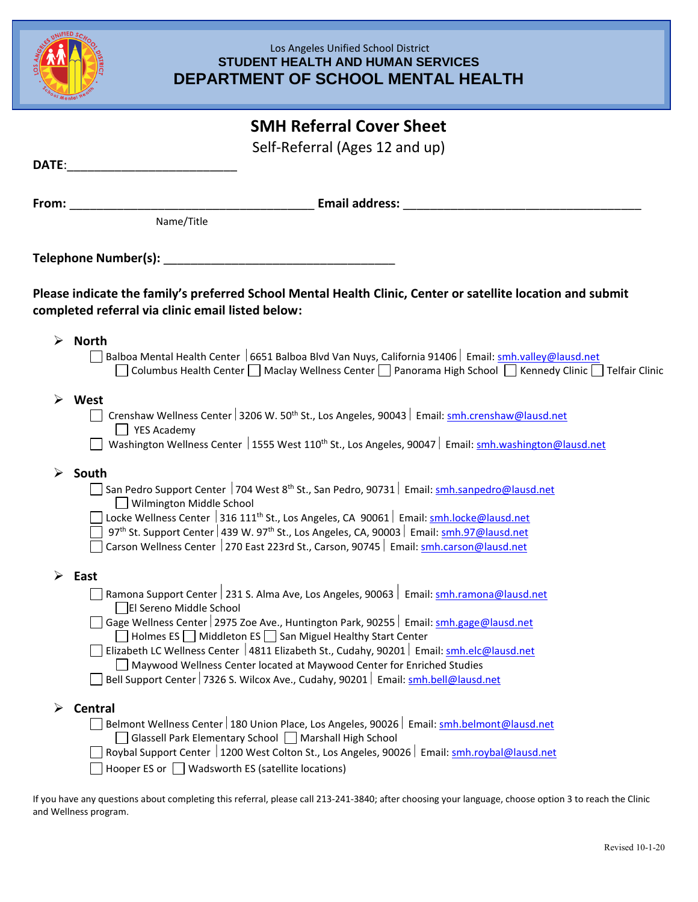Los Angeles Unified School District

**STUDENT HEALTH AND HUMAN SERVICES**

# DEPARTMENT OF SCHOOL MENTAL HEALTH

## SMH Referral Cover Sheet

Self-Referral (Ages 12 and up)

**DATE**:_________________________

**From:** ____________________________________ **Email address:** ____________________________________

Name/Title

**Telephone Number(s):** __________________________________

**Please indicate the family's preferred School Mental Health Clinic, Center or satellite location and submit completed referral via clinic email listed below:**

- **North**
  - ☐ Balboa Mental Health Center | 6651 Balboa Blvd Van Nuys, California 91406 | Email: smh.valley@lausd.net
    - ☐ Columbus Health Center ☐ Maclay Wellness Center ☐ Panorama High School ☐ Kennedy Clinic ☐ Telfair Clinic

- **West**
  - ☐ Crenshaw Wellness Center | 3206 W. 50th St., Los Angeles, 90043 | Email: smh.crenshaw@lausd.net
    - ☐ YES Academy
  - ☐ Washington Wellness Center | 1555 West 110th St., Los Angeles, 90047 | Email: smh.washington@lausd.net

- **South**
  - ☐ San Pedro Support Center | 704 West 8th St., San Pedro, 90731 | Email: smh.sanpedro@lausd.net
    - ☐ Wilmington Middle School
  - ☐ Locke Wellness Center | 316 111th St., Los Angeles, CA 90061 | Email: smh.locke@lausd.net
  - ☐ 97th St. Support Center | 439 W. 97th St., Los Angeles, CA, 90003 | Email: smh.97@lausd.net
  - ☐ Carson Wellness Center | 270 East 223rd St., Carson, 90745 | Email: smh.carson@lausd.net

- **East**
  - ☐ Ramona Support Center | 231 S. Alma Ave, Los Angeles, 90063 | Email: smh.ramona@lausd.net
    - ☐ El Sereno Middle School
  - ☐ Gage Wellness Center | 2975 Zoe Ave., Huntington Park, 90255 | Email: smh.gage@lausd.net
    - ☐ Holmes ES ☐ Middleton ES ☐ San Miguel Healthy Start Center
  - ☐ Elizabeth LC Wellness Center | 4811 Elizabeth St., Cudahy, 90201 | Email: smh.elc@lausd.net
    - ☐ Maywood Wellness Center located at Maywood Center for Enriched Studies
  - ☐ Bell Support Center | 7326 S. Wilcox Ave., Cudahy, 90201 | Email: smh.bell@lausd.net

- **Central**
  - ☐ Belmont Wellness Center | 180 Union Place, Los Angeles, 90026 | Email: smh.belmont@lausd.net
    - ☐ Glassell Park Elementary School ☐ Marshall High School
  - ☐ Roybal Support Center | 1200 West Colton St., Los Angeles, 90026 | Email: smh.roybal@lausd.net
  - ☐ Hooper ES or ☐ Wadsworth ES (satellite locations)

If you have any questions about completing this referral, please call 213-241-3840; after choosing your language, choose option 3 to reach the Clinic and Wellness program.

Revised 10-1-20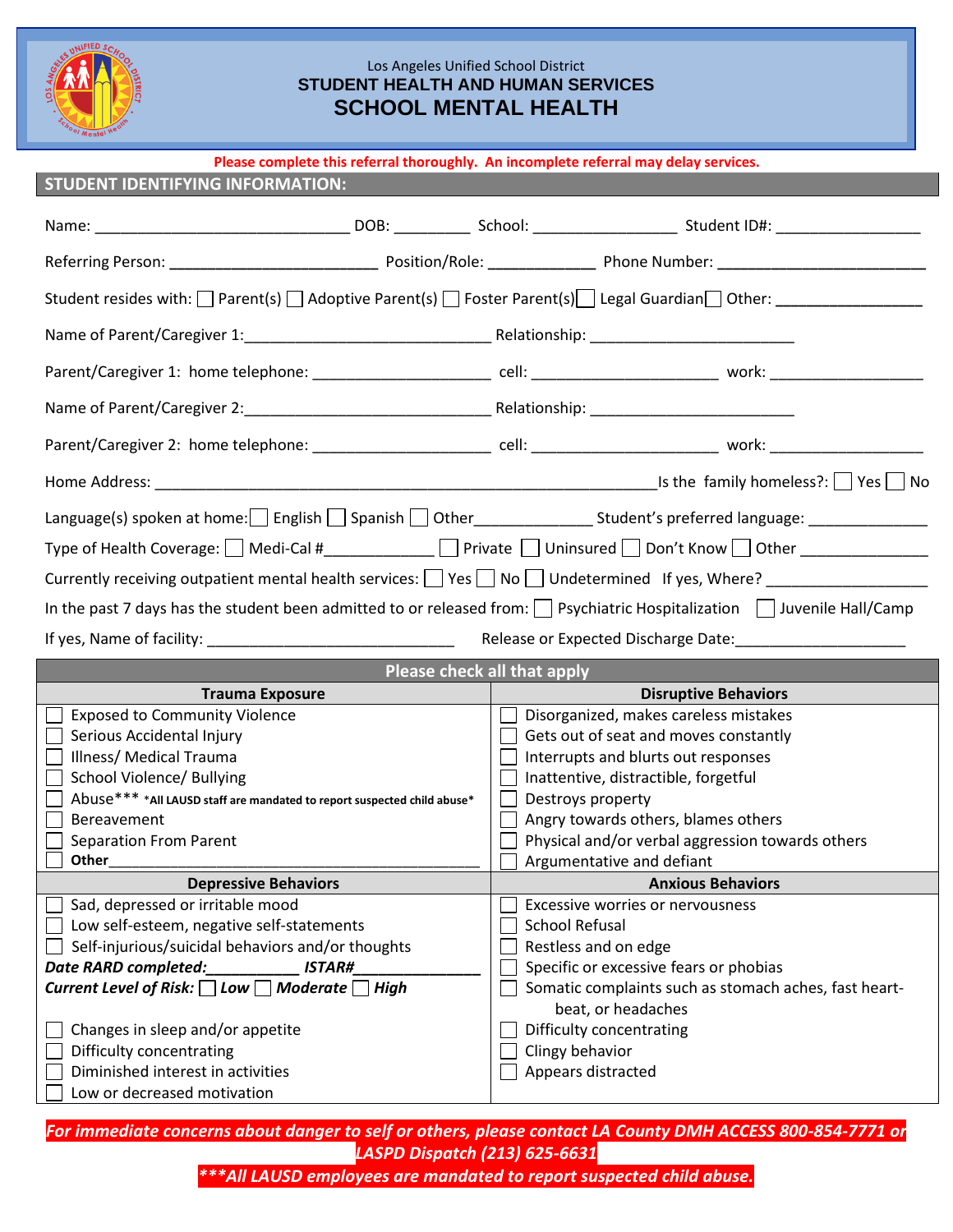Los Angeles Unified School District

**STUDENT HEALTH AND HUMAN SERVICES**

# SCHOOL MENTAL HEALTH

**Please complete this referral thoroughly. An incomplete referral may delay services.**

## STUDENT IDENTIFYING INFORMATION:

Name: ______________________________ DOB: _________ School: ________________ Student ID#: _________________

Referring Person: ________________________ Position/Role: ____________ Phone Number: ________________________

Student resides with: ☐ Parent(s) ☐ Adoptive Parent(s) ☐ Foster Parent(s) ☐ Legal Guardian ☐ Other: ________________

Name of Parent/Caregiver 1:____________________________ Relationship: ________________________

Parent/Caregiver 1: home telephone: ____________________ cell: _____________________ work: __________________

Name of Parent/Caregiver 2:____________________________ Relationship: ________________________

Parent/Caregiver 2: home telephone: ____________________ cell: _____________________ work: __________________

Home Address: ___________________________________________________________Is the family homeless?: ☐ Yes ☐ No

Language(s) spoken at home: ☐ English ☐ Spanish ☐ Other_____________ Student's preferred language: ______________

Type of Health Coverage: ☐ Medi-Cal #_____________ ☐ Private ☐ Uninsured ☐ Don't Know ☐ Other _______________

Currently receiving outpatient mental health services: ☐ Yes ☐ No ☐ Undetermined If yes, Where? __________________

In the past 7 days has the student been admitted to or released from: ☐ Psychiatric Hospitalization ☐ Juvenile Hall/Camp

If yes, Name of facility: ______________________________ Release or Expected Discharge Date:____________________

### Please check all that apply

| Trauma Exposure | Disruptive Behaviors |
|---|---|
| ☐ Exposed to Community Violence | ☐ Disorganized, makes careless mistakes |
| ☐ Serious Accidental Injury | ☐ Gets out of seat and moves constantly |
| ☐ Illness/ Medical Trauma | ☐ Interrupts and blurts out responses |
| ☐ School Violence/ Bullying | ☐ Inattentive, distractible, forgetful |
| ☐ Abuse*** **\*All LAUSD staff are mandated to report suspected child abuse\*** | ☐ Destroys property |
| ☐ Bereavement | ☐ Angry towards others, blames others |
| ☐ Separation From Parent | ☐ Physical and/or verbal aggression towards others |
| ☐ **Other**_____________________________________ | ☐ Argumentative and defiant |
| **Depressive Behaviors** | **Anxious Behaviors** |
| ☐ Sad, depressed or irritable mood | ☐ Excessive worries or nervousness |
| ☐ Low self-esteem, negative self-statements | ☐ School Refusal |
| ☐ Self-injurious/suicidal behaviors and/or thoughts | ☐ Restless and on edge |
| ***Date RARD completed:__________ ISTAR#______________*** | ☐ Specific or excessive fears or phobias |
| ***Current Level of Risk:*** ☐ ***Low*** ☐ ***Moderate*** ☐ ***High*** | ☐ Somatic complaints such as stomach aches, fast heart-beat, or headaches |
| ☐ Changes in sleep and/or appetite | ☐ Difficulty concentrating |
| ☐ Difficulty concentrating | ☐ Clingy behavior |
| ☐ Diminished interest in activities | ☐ Appears distracted |
| ☐ Low or decreased motivation | |

***For immediate concerns about danger to self or others, please contact LA County DMH ACCESS 800-854-7771 or LASPD Dispatch (213) 625-6631***

******All LAUSD employees are mandated to report suspected child abuse.***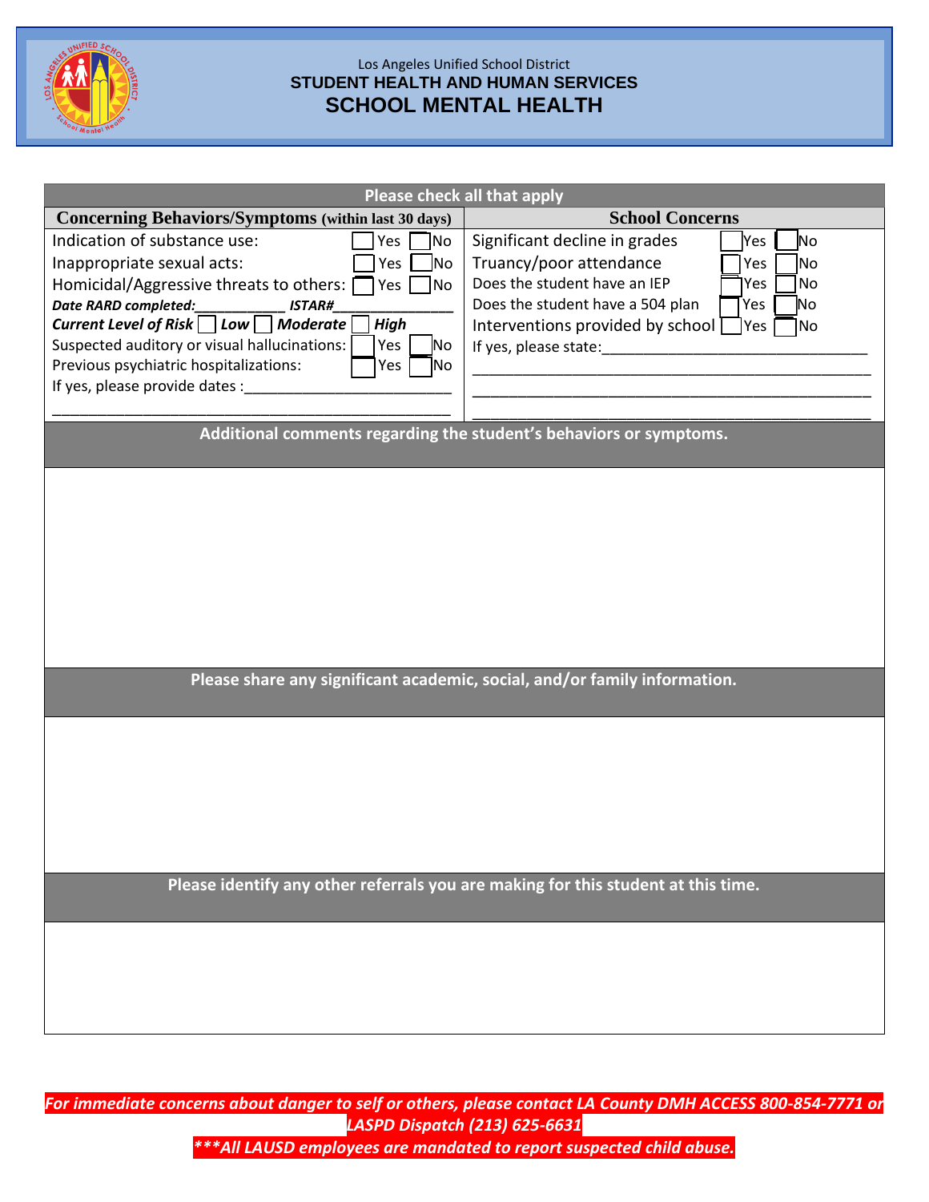Los Angeles Unified School District

**STUDENT HEALTH AND HUMAN SERVICES**

# SCHOOL MENTAL HEALTH

**Please check all that apply**

| Concerning Behaviors/Symptoms (within last 30 days) | School Concerns |
|---|---|
| Indication of substance use: ☐ Yes ☐ No | Significant decline in grades ☐ Yes ☐ No |
| Inappropriate sexual acts: ☐ Yes ☐ No | Truancy/poor attendance ☐ Yes ☐ No |
| Homicidal/Aggressive threats to others: ☐ Yes ☐ No | Does the student have an IEP ☐ Yes ☐ No |
| ***Date RARD completed:___________ ISTAR#_______________*** | Does the student have a 504 plan ☐ Yes ☐ No |
| ***Current Level of Risk*** ☐ ***Low*** ☐ ***Moderate*** ☐ ***High*** | Interventions provided by school ☐ Yes ☐ No |
| Suspected auditory or visual hallucinations: ☐ Yes ☐ No | If yes, please state:_______________________________ |
| Previous psychiatric hospitalizations: ☐ Yes ☐ No | _______________________________________________ |
| If yes, please provide dates :_________________________ | _______________________________________________ |
| _______________________________________________ | _______________________________________________ |

**Additional comments regarding the student's behaviors or symptoms.**

**Please share any significant academic, social, and/or family information.**

**Please identify any other referrals you are making for this student at this time.**

***For immediate concerns about danger to self or others, please contact LA County DMH ACCESS 800-854-7771 or LASPD Dispatch (213) 625-6631***

******All LAUSD employees are mandated to report suspected child abuse.***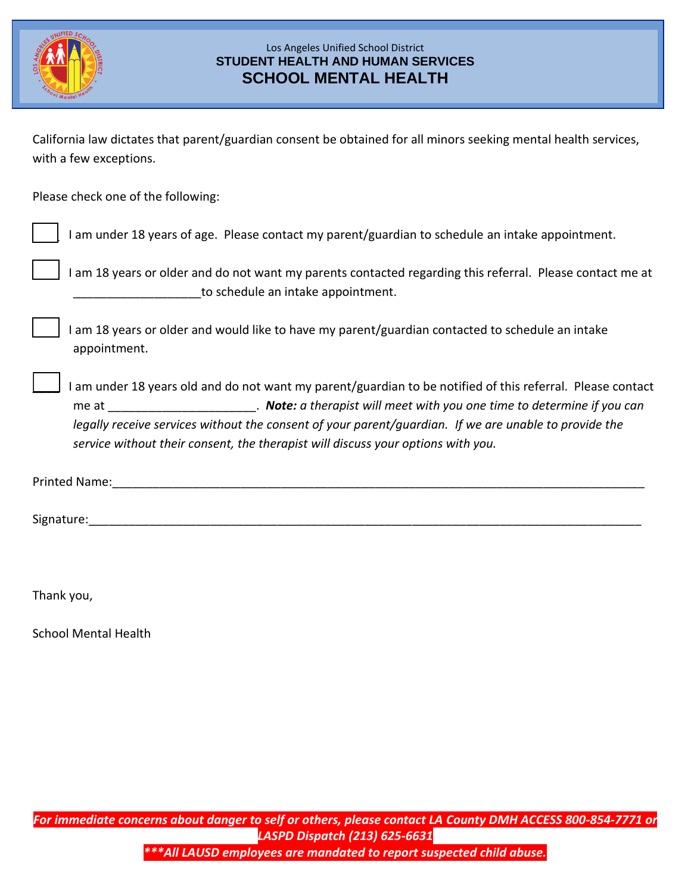Los Angeles Unified School District

**STUDENT HEALTH AND HUMAN SERVICES**

# SCHOOL MENTAL HEALTH

California law dictates that parent/guardian consent be obtained for all minors seeking mental health services, with a few exceptions.

Please check one of the following:

☐ I am under 18 years of age. Please contact my parent/guardian to schedule an intake appointment.

☐ I am 18 years or older and do not want my parents contacted regarding this referral. Please contact me at ___________________to schedule an intake appointment.

☐ I am 18 years or older and would like to have my parent/guardian contacted to schedule an intake appointment.

☐ I am under 18 years old and do not want my parent/guardian to be notified of this referral. Please contact me at ______________________. ***Note:*** *a therapist will meet with you one time to determine if you can legally receive services without the consent of your parent/guardian. If we are unable to provide the service without their consent, the therapist will discuss your options with you.*

Printed Name:_________________________________________________________________________________

Signature:____________________________________________________________________________________

Thank you,

School Mental Health

***For immediate concerns about danger to self or others, please contact LA County DMH ACCESS 800-854-7771 or LASPD Dispatch (213) 625-6631***

****\*\*\*All LAUSD employees are mandated to report suspected child abuse.***